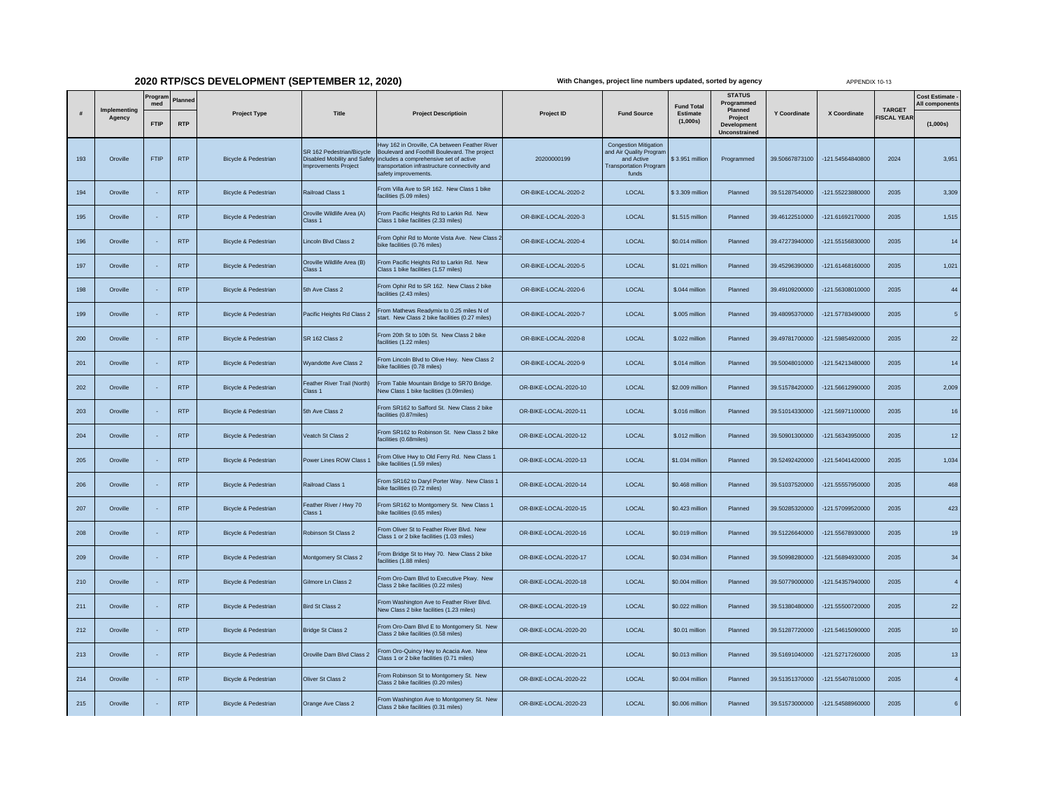**2020 RTP/SCS DEVELOPMENT (SEPTEMBER 12, 2020)**

**With Changes, project line numbers updated, sorted by agency**

APPENDIX 10-13

| # | Implementing Agency | Programmed | Planned | Project Type | Title | Project Descriptioin | Project ID | Fund Source | Fund Total Estimate (1,000s) | STATUS Programmed Planned Project Development Unconstrained | Y Coordinate | X Coordinate | TARGET FISCAL YEAR | Cost Estimate - All components |
|---|---|---|---|---|---|---|---|---|---|---|---|---|---|---|
| | | FTIP | RTP | | | | | | | | | | | (1,000s) |
| 193 | Oroville | FTIP | RTP | Bicycle & Pedestrian | SR 162 Pedestrian/Bicycle Disabled Mobility and Safety Improvements Project | Hwy 162 in Oroville, CA between Feather River Boulevard and Foothill Boulevard. The project includes a comprehensive set of active transportation infrastructure connectivity and safety improvements. | 20200000199 | Congestion Mitigation and Air Quality Program and Active Transportation Program funds | $ 3.951 million | Programmed | 39.50667873100 | -121.54564840800 | 2024 | 3,951 |
| 194 | Oroville | - | RTP | Bicycle & Pedestrian | Railroad Class 1 | From Villa Ave to SR 162. New Class 1 bike facilities (5.09 miles) | OR-BIKE-LOCAL-2020-2 | LOCAL | $ 3.309 million | Planned | 39.51287540000 | -121.55223880000 | 2035 | 3,309 |
| 195 | Oroville | - | RTP | Bicycle & Pedestrian | Oroville Wildlife Area (A) Class 1 | From Pacific Heights Rd to Larkin Rd. New Class 1 bike facilities (2.33 miles) | OR-BIKE-LOCAL-2020-3 | LOCAL | $1.515 million | Planned | 39.46122510000 | -121.61692170000 | 2035 | 1,515 |
| 196 | Oroville | - | RTP | Bicycle & Pedestrian | Lincoln Blvd Class 2 | From Ophir Rd to Monte Vista Ave. New Class 2 bike facilities (0.76 miles) | OR-BIKE-LOCAL-2020-4 | LOCAL | $0.014 million | Planned | 39.47273940000 | -121.55156830000 | 2035 | 14 |
| 197 | Oroville | - | RTP | Bicycle & Pedestrian | Oroville Wildlife Area (B) Class 1 | From Pacific Heights Rd to Larkin Rd. New Class 1 bike facilities (1.57 miles) | OR-BIKE-LOCAL-2020-5 | LOCAL | $1.021 million | Planned | 39.45296390000 | -121.61468160000 | 2035 | 1,021 |
| 198 | Oroville | - | RTP | Bicycle & Pedestrian | 5th Ave Class 2 | From Ophir Rd to SR 162. New Class 2 bike facilities (2.43 miles) | OR-BIKE-LOCAL-2020-6 | LOCAL | $.044 million | Planned | 39.49109200000 | -121.56308010000 | 2035 | 44 |
| 199 | Oroville | - | RTP | Bicycle & Pedestrian | Pacific Heights Rd Class 2 | From Mathews Readymix to 0.25 miles N of start. New Class 2 bike facilities (0.27 miles) | OR-BIKE-LOCAL-2020-7 | LOCAL | $.005 million | Planned | 39.48095370000 | -121.57783490000 | 2035 | 5 |
| 200 | Oroville | - | RTP | Bicycle & Pedestrian | SR 162 Class 2 | From 20th St to 10th St. New Class 2 bike facilities (1.22 miles) | OR-BIKE-LOCAL-2020-8 | LOCAL | $.022 million | Planned | 39.49781700000 | -121.59854920000 | 2035 | 22 |
| 201 | Oroville | - | RTP | Bicycle & Pedestrian | Wyandotte Ave Class 2 | From Lincoln Blvd to Olive Hwy. New Class 2 bike facilities (0.78 miles) | OR-BIKE-LOCAL-2020-9 | LOCAL | $.014 million | Planned | 39.50048010000 | -121.54213480000 | 2035 | 14 |
| 202 | Oroville | - | RTP | Bicycle & Pedestrian | Feather River Trail (North) Class 1 | From Table Mountain Bridge to SR70 Bridge. New Class 1 bike facilities (3.09miles) | OR-BIKE-LOCAL-2020-10 | LOCAL | $2.009 million | Planned | 39.51578420000 | -121.56612990000 | 2035 | 2,009 |
| 203 | Oroville | - | RTP | Bicycle & Pedestrian | 5th Ave Class 2 | From SR162 to Safford St. New Class 2 bike facilities (0.87miles) | OR-BIKE-LOCAL-2020-11 | LOCAL | $.016 million | Planned | 39.51014330000 | -121.56971100000 | 2035 | 16 |
| 204 | Oroville | - | RTP | Bicycle & Pedestrian | Veatch St Class 2 | From SR162 to Robinson St. New Class 2 bike facilities (0.68miles) | OR-BIKE-LOCAL-2020-12 | LOCAL | $.012 million | Planned | 39.50901300000 | -121.56343950000 | 2035 | 12 |
| 205 | Oroville | - | RTP | Bicycle & Pedestrian | Power Lines ROW Class 1 | From Olive Hwy to Old Ferry Rd. New Class 1 bike facilities (1.59 miles) | OR-BIKE-LOCAL-2020-13 | LOCAL | $1.034 million | Planned | 39.52492420000 | -121.54041420000 | 2035 | 1,034 |
| 206 | Oroville | - | RTP | Bicycle & Pedestrian | Railroad Class 1 | From SR162 to Daryl Porter Way. New Class 1 bike facilities (0.72 miles) | OR-BIKE-LOCAL-2020-14 | LOCAL | $0.468 million | Planned | 39.51037520000 | -121.55557950000 | 2035 | 468 |
| 207 | Oroville | - | RTP | Bicycle & Pedestrian | Feather River / Hwy 70 Class 1 | From SR162 to Montgomery St. New Class 1 bike facilities (0.65 miles) | OR-BIKE-LOCAL-2020-15 | LOCAL | $0.423 million | Planned | 39.50285320000 | -121.57099520000 | 2035 | 423 |
| 208 | Oroville | - | RTP | Bicycle & Pedestrian | Robinson St Class 2 | From Oliver St to Feather River Blvd. New Class 1 or 2 bike facilities (1.03 miles) | OR-BIKE-LOCAL-2020-16 | LOCAL | $0.019 million | Planned | 39.51226640000 | -121.55678930000 | 2035 | 19 |
| 209 | Oroville | - | RTP | Bicycle & Pedestrian | Montgomery St Class 2 | From Bridge St to Hwy 70. New Class 2 bike facilities (1.88 miles) | OR-BIKE-LOCAL-2020-17 | LOCAL | $0.034 million | Planned | 39.50998280000 | -121.56894930000 | 2035 | 34 |
| 210 | Oroville | - | RTP | Bicycle & Pedestrian | Gilmore Ln Class 2 | From Oro-Dam Blvd to Executive Pkwy. New Class 2 bike facilities (0.22 miles) | OR-BIKE-LOCAL-2020-18 | LOCAL | $0.004 million | Planned | 39.50779000000 | -121.54357940000 | 2035 | 4 |
| 211 | Oroville | - | RTP | Bicycle & Pedestrian | Bird St Class 2 | From Washington Ave to Feather River Blvd. New Class 2 bike facilities (1.23 miles) | OR-BIKE-LOCAL-2020-19 | LOCAL | $0.022 million | Planned | 39.51380480000 | -121.55500720000 | 2035 | 22 |
| 212 | Oroville | - | RTP | Bicycle & Pedestrian | Bridge St Class 2 | From Oro-Dam Blvd E to Montgomery St. New Class 2 bike facilities (0.58 miles) | OR-BIKE-LOCAL-2020-20 | LOCAL | $0.01 million | Planned | 39.51287720000 | -121.54615090000 | 2035 | 10 |
| 213 | Oroville | - | RTP | Bicycle & Pedestrian | Oroville Dam Blvd Class 2 | From Oro-Quincy Hwy to Acacia Ave. New Class 1 or 2 bike facilities (0.71 miles) | OR-BIKE-LOCAL-2020-21 | LOCAL | $0.013 million | Planned | 39.51691040000 | -121.52717260000 | 2035 | 13 |
| 214 | Oroville | - | RTP | Bicycle & Pedestrian | Oliver St Class 2 | From Robinson St to Montgomery St. New Class 2 bike facilities (0.20 miles) | OR-BIKE-LOCAL-2020-22 | LOCAL | $0.004 million | Planned | 39.51351370000 | -121.55407810000 | 2035 | 4 |
| 215 | Oroville | - | RTP | Bicycle & Pedestrian | Orange Ave Class 2 | From Washington Ave to Montgomery St. New Class 2 bike facilities (0.31 miles) | OR-BIKE-LOCAL-2020-23 | LOCAL | $0.006 million | Planned | 39.51573000000 | -121.54588960000 | 2035 | 6 |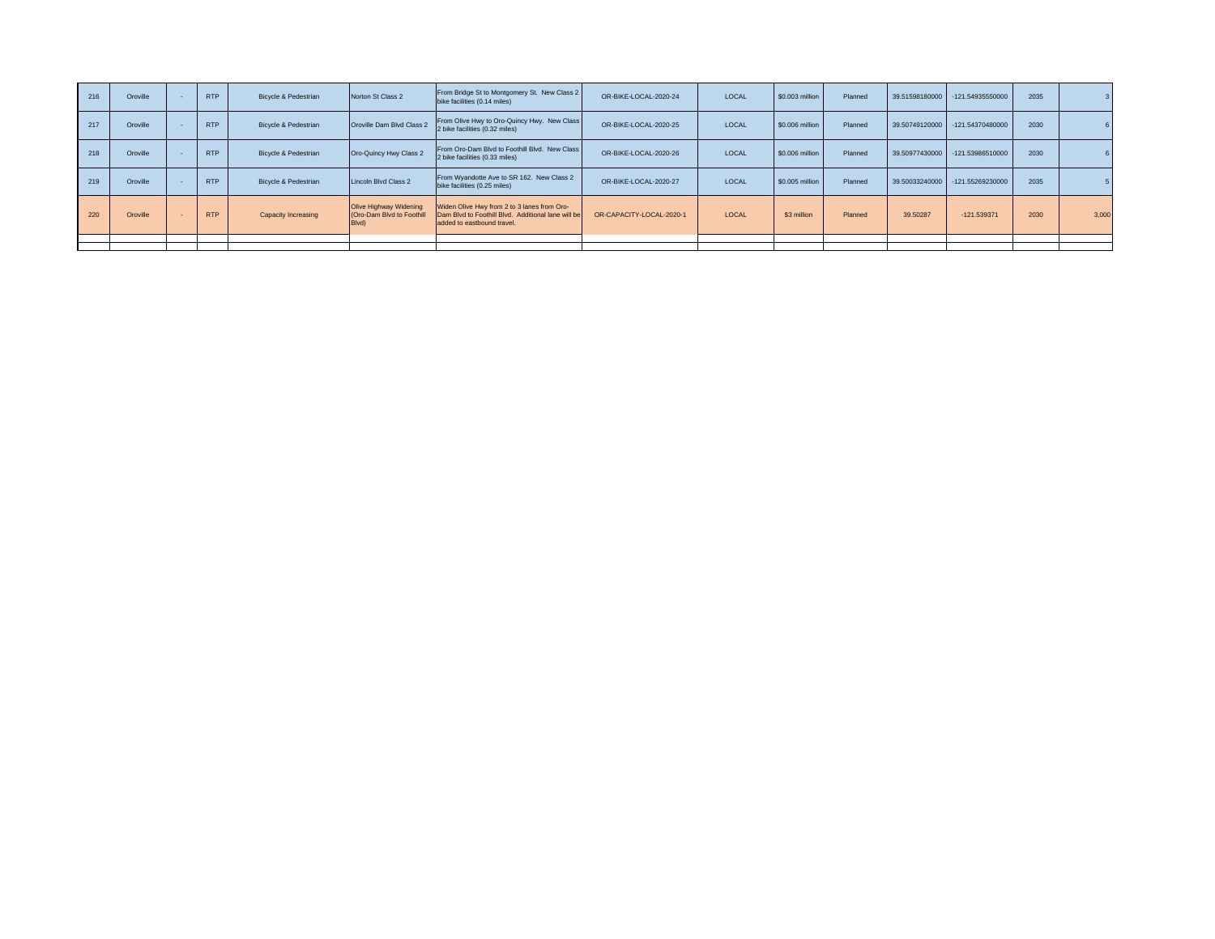| | | | | | | | | | | | | | | |
|---|---|---|---|---|---|---|---|---|---|---|---|---|---|---|
| 216 | Oroville | - | RTP | Bicycle & Pedestrian | Norton St Class 2 | From Bridge St to Montgomery St. New Class 2 bike facilities (0.14 miles) | OR-BIKE-LOCAL-2020-24 | LOCAL | $0.003 million | Planned | 39.51598180000 | -121.54935550000 | 2035 | 3 |
| 217 | Oroville | - | RTP | Bicycle & Pedestrian | Oroville Dam Blvd Class 2 | From Olive Hwy to Oro-Quincy Hwy. New Class 2 bike facilities (0.32 miles) | OR-BIKE-LOCAL-2020-25 | LOCAL | $0.006 million | Planned | 39.50749120000 | -121.54370480000 | 2030 | 6 |
| 218 | Oroville | - | RTP | Bicycle & Pedestrian | Oro-Quincy Hwy Class 2 | From Oro-Dam Blvd to Foothill Blvd. New Class 2 bike facilities (0.33 miles) | OR-BIKE-LOCAL-2020-26 | LOCAL | $0.006 million | Planned | 39.50977430000 | -121.53986510000 | 2030 | 6 |
| 219 | Oroville | - | RTP | Bicycle & Pedestrian | Lincoln Blvd Class 2 | From Wyandotte Ave to SR 162. New Class 2 bike facilities (0.25 miles) | OR-BIKE-LOCAL-2020-27 | LOCAL | $0.005 million | Planned | 39.50033240000 | -121.55269230000 | 2035 | 5 |
| 220 | Oroville | - | RTP | Capacity Increasing | Olive Highway Widening (Oro-Dam Blvd to Foothill Blvd) | Widen Olive Hwy from 2 to 3 lanes from Oro-Dam Blvd to Foothill Blvd. Additional lane will be added to eastbound travel. | OR-CAPACITY-LOCAL-2020-1 | LOCAL | $3 million | Planned | 39.50287 | -121.539371 | 2030 | 3,000 |